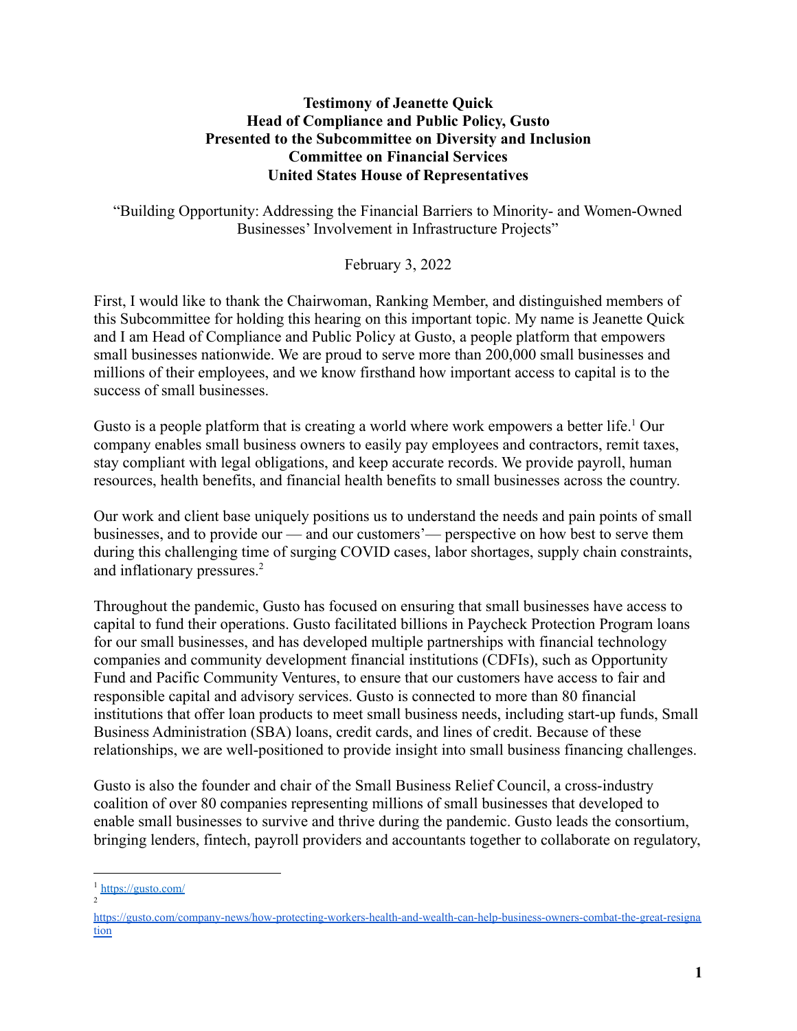# Testimony of Jeanette Quick
## Head of Compliance and Public Policy, Gusto
## Presented to the Subcommittee on Diversity and Inclusion
## Committee on Financial Services
## United States House of Representatives

"Building Opportunity: Addressing the Financial Barriers to Minority- and Women-Owned Businesses' Involvement in Infrastructure Projects"

February 3, 2022

First, I would like to thank the Chairwoman, Ranking Member, and distinguished members of this Subcommittee for holding this hearing on this important topic. My name is Jeanette Quick and I am Head of Compliance and Public Policy at Gusto, a people platform that empowers small businesses nationwide. We are proud to serve more than 200,000 small businesses and millions of their employees, and we know firsthand how important access to capital is to the success of small businesses.

Gusto is a people platform that is creating a world where work empowers a better life.[1] Our company enables small business owners to easily pay employees and contractors, remit taxes, stay compliant with legal obligations, and keep accurate records. We provide payroll, human resources, health benefits, and financial health benefits to small businesses across the country.

Our work and client base uniquely positions us to understand the needs and pain points of small businesses, and to provide our — and our customers'— perspective on how best to serve them during this challenging time of surging COVID cases, labor shortages, supply chain constraints, and inflationary pressures.[2]

Throughout the pandemic, Gusto has focused on ensuring that small businesses have access to capital to fund their operations. Gusto facilitated billions in Paycheck Protection Program loans for our small businesses, and has developed multiple partnerships with financial technology companies and community development financial institutions (CDFIs), such as Opportunity Fund and Pacific Community Ventures, to ensure that our customers have access to fair and responsible capital and advisory services. Gusto is connected to more than 80 financial institutions that offer loan products to meet small business needs, including start-up funds, Small Business Administration (SBA) loans, credit cards, and lines of credit. Because of these relationships, we are well-positioned to provide insight into small business financing challenges.

Gusto is also the founder and chair of the Small Business Relief Council, a cross-industry coalition of over 80 companies representing millions of small businesses that developed to enable small businesses to survive and thrive during the pandemic. Gusto leads the consortium, bringing lenders, fintech, payroll providers and accountants together to collaborate on regulatory,

---

[1] https://gusto.com/

[2] https://gusto.com/company-news/how-protecting-workers-health-and-wealth-can-help-business-owners-combat-the-great-resignation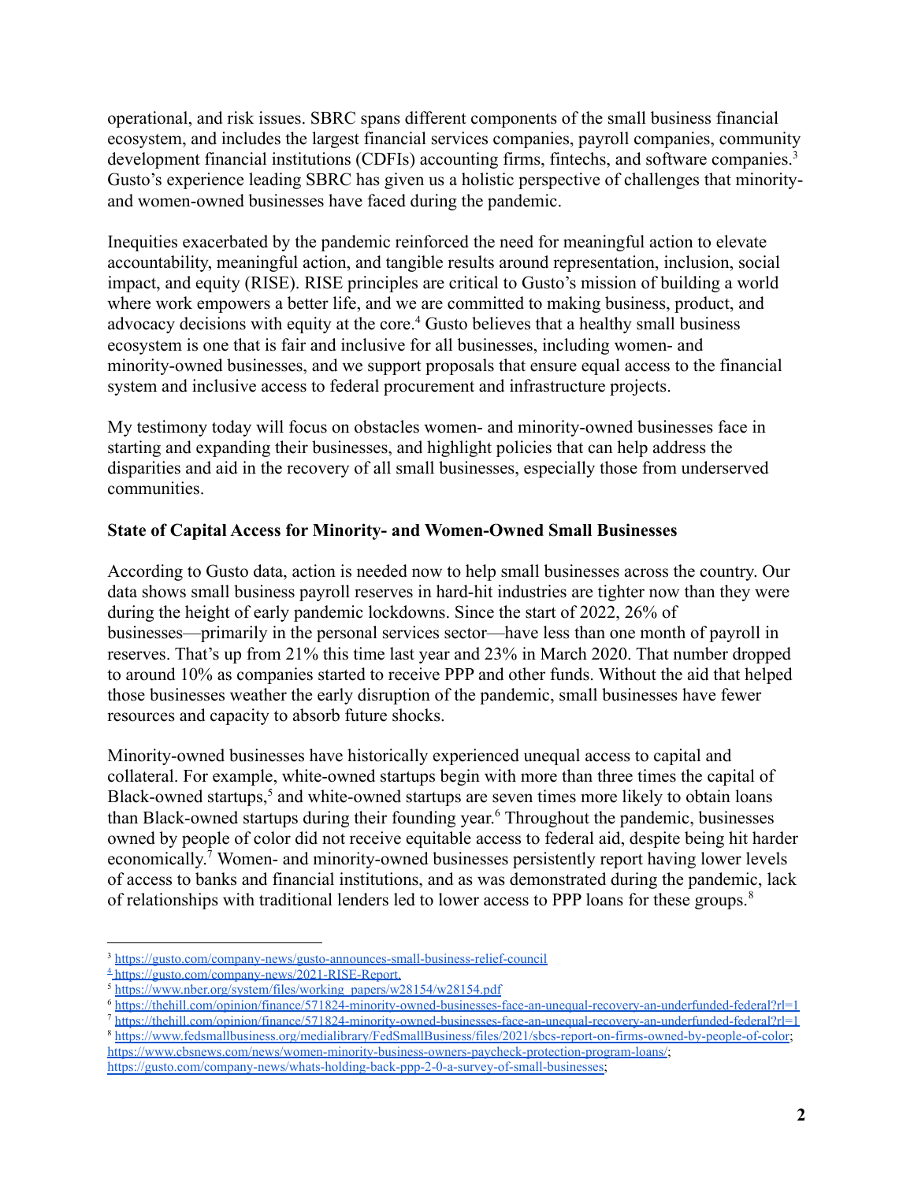operational, and risk issues. SBRC spans different components of the small business financial ecosystem, and includes the largest financial services companies, payroll companies, community development financial institutions (CDFIs) accounting firms, fintechs, and software companies.[3] Gusto's experience leading SBRC has given us a holistic perspective of challenges that minority- and women-owned businesses have faced during the pandemic.

Inequities exacerbated by the pandemic reinforced the need for meaningful action to elevate accountability, meaningful action, and tangible results around representation, inclusion, social impact, and equity (RISE). RISE principles are critical to Gusto's mission of building a world where work empowers a better life, and we are committed to making business, product, and advocacy decisions with equity at the core.[4] Gusto believes that a healthy small business ecosystem is one that is fair and inclusive for all businesses, including women- and minority-owned businesses, and we support proposals that ensure equal access to the financial system and inclusive access to federal procurement and infrastructure projects.

My testimony today will focus on obstacles women- and minority-owned businesses face in starting and expanding their businesses, and highlight policies that can help address the disparities and aid in the recovery of all small businesses, especially those from underserved communities.

**State of Capital Access for Minority- and Women-Owned Small Businesses**

According to Gusto data, action is needed now to help small businesses across the country. Our data shows small business payroll reserves in hard-hit industries are tighter now than they were during the height of early pandemic lockdowns. Since the start of 2022, 26% of businesses—primarily in the personal services sector—have less than one month of payroll in reserves. That's up from 21% this time last year and 23% in March 2020. That number dropped to around 10% as companies started to receive PPP and other funds. Without the aid that helped those businesses weather the early disruption of the pandemic, small businesses have fewer resources and capacity to absorb future shocks.

Minority-owned businesses have historically experienced unequal access to capital and collateral. For example, white-owned startups begin with more than three times the capital of Black-owned startups,[5] and white-owned startups are seven times more likely to obtain loans than Black-owned startups during their founding year.[6] Throughout the pandemic, businesses owned by people of color did not receive equitable access to federal aid, despite being hit harder economically.[7] Women- and minority-owned businesses persistently report having lower levels of access to banks and financial institutions, and as was demonstrated during the pandemic, lack of relationships with traditional lenders led to lower access to PPP loans for these groups.[8]

---

[3] https://gusto.com/company-news/gusto-announces-small-business-relief-council

[4] https://gusto.com/company-news/2021-RISE-Report.

[5] https://www.nber.org/system/files/working_papers/w28154/w28154.pdf

[6] https://thehill.com/opinion/finance/571824-minority-owned-businesses-face-an-unequal-recovery-an-underfunded-federal?rl=1

[7] https://thehill.com/opinion/finance/571824-minority-owned-businesses-face-an-unequal-recovery-an-underfunded-federal?rl=1

[8] https://www.fedsmallbusiness.org/medialibrary/FedSmallBusiness/files/2021/sbcs-report-on-firms-owned-by-people-of-color; https://www.cbsnews.com/news/women-minority-business-owners-paycheck-protection-program-loans/; https://gusto.com/company-news/whats-holding-back-ppp-2-0-a-survey-of-small-businesses;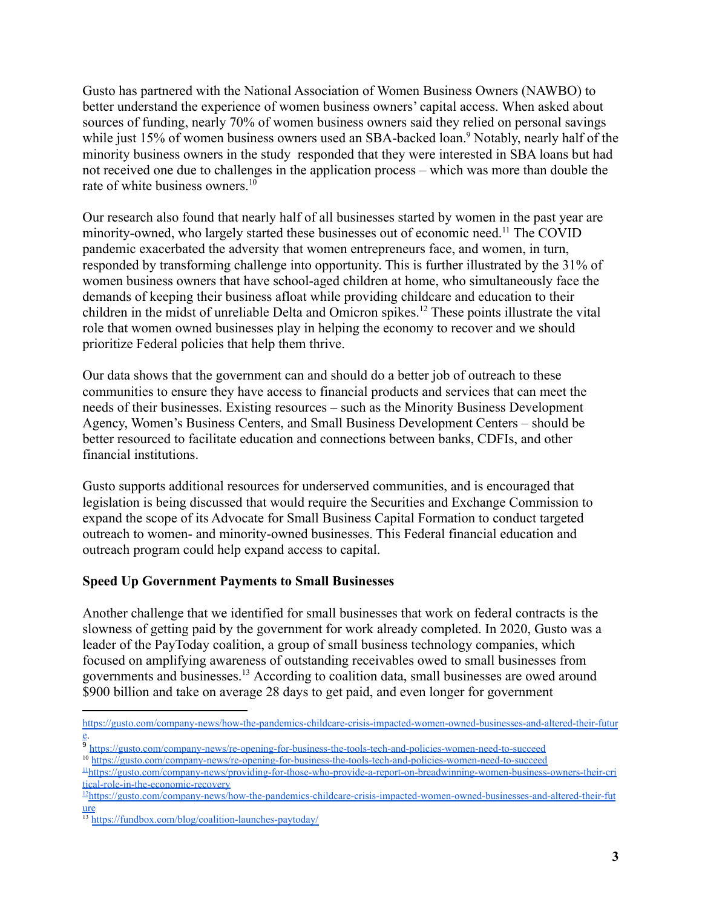Gusto has partnered with the National Association of Women Business Owners (NAWBO) to better understand the experience of women business owners' capital access. When asked about sources of funding, nearly 70% of women business owners said they relied on personal savings while just 15% of women business owners used an SBA-backed loan.[9] Notably, nearly half of the minority business owners in the study responded that they were interested in SBA loans but had not received one due to challenges in the application process – which was more than double the rate of white business owners.[10]

Our research also found that nearly half of all businesses started by women in the past year are minority-owned, who largely started these businesses out of economic need.[11] The COVID pandemic exacerbated the adversity that women entrepreneurs face, and women, in turn, responded by transforming challenge into opportunity. This is further illustrated by the 31% of women business owners that have school-aged children at home, who simultaneously face the demands of keeping their business afloat while providing childcare and education to their children in the midst of unreliable Delta and Omicron spikes.[12] These points illustrate the vital role that women owned businesses play in helping the economy to recover and we should prioritize Federal policies that help them thrive.

Our data shows that the government can and should do a better job of outreach to these communities to ensure they have access to financial products and services that can meet the needs of their businesses. Existing resources – such as the Minority Business Development Agency, Women's Business Centers, and Small Business Development Centers – should be better resourced to facilitate education and connections between banks, CDFIs, and other financial institutions.

Gusto supports additional resources for underserved communities, and is encouraged that legislation is being discussed that would require the Securities and Exchange Commission to expand the scope of its Advocate for Small Business Capital Formation to conduct targeted outreach to women- and minority-owned businesses. This Federal financial education and outreach program could help expand access to capital.

**Speed Up Government Payments to Small Businesses**

Another challenge that we identified for small businesses that work on federal contracts is the slowness of getting paid by the government for work already completed. In 2020, Gusto was a leader of the PayToday coalition, a group of small business technology companies, which focused on amplifying awareness of outstanding receivables owed to small businesses from governments and businesses.[13] According to coalition data, small businesses are owed around $900 billion and take on average 28 days to get paid, and even longer for government

---

https://gusto.com/company-news/how-the-pandemics-childcare-crisis-impacted-women-owned-businesses-and-altered-their-future.

[9] https://gusto.com/company-news/re-opening-for-business-the-tools-tech-and-policies-women-need-to-succeed

[10] https://gusto.com/company-news/re-opening-for-business-the-tools-tech-and-policies-women-need-to-succeed

[11] https://gusto.com/company-news/providing-for-those-who-provide-a-report-on-breadwinning-women-business-owners-their-critical-role-in-the-economic-recovery

[12] https://gusto.com/company-news/how-the-pandemics-childcare-crisis-impacted-women-owned-businesses-and-altered-their-future

[13] https://fundbox.com/blog/coalition-launches-paytoday/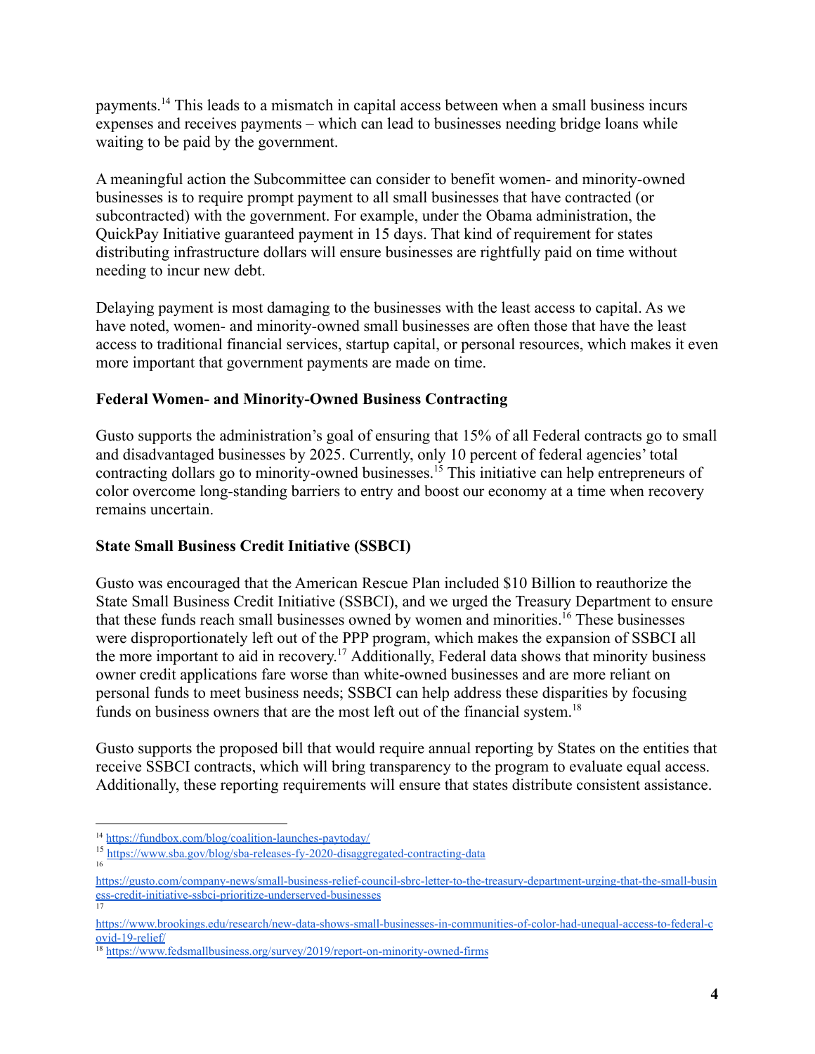payments.[14] This leads to a mismatch in capital access between when a small business incurs expenses and receives payments – which can lead to businesses needing bridge loans while waiting to be paid by the government.

A meaningful action the Subcommittee can consider to benefit women- and minority-owned businesses is to require prompt payment to all small businesses that have contracted (or subcontracted) with the government. For example, under the Obama administration, the QuickPay Initiative guaranteed payment in 15 days. That kind of requirement for states distributing infrastructure dollars will ensure businesses are rightfully paid on time without needing to incur new debt.

Delaying payment is most damaging to the businesses with the least access to capital. As we have noted, women- and minority-owned small businesses are often those that have the least access to traditional financial services, startup capital, or personal resources, which makes it even more important that government payments are made on time.

**Federal Women- and Minority-Owned Business Contracting**

Gusto supports the administration's goal of ensuring that 15% of all Federal contracts go to small and disadvantaged businesses by 2025. Currently, only 10 percent of federal agencies' total contracting dollars go to minority-owned businesses.[15] This initiative can help entrepreneurs of color overcome long-standing barriers to entry and boost our economy at a time when recovery remains uncertain.

**State Small Business Credit Initiative (SSBCI)**

Gusto was encouraged that the American Rescue Plan included $10 Billion to reauthorize the State Small Business Credit Initiative (SSBCI), and we urged the Treasury Department to ensure that these funds reach small businesses owned by women and minorities.[16] These businesses were disproportionately left out of the PPP program, which makes the expansion of SSBCI all the more important to aid in recovery.[17] Additionally, Federal data shows that minority business owner credit applications fare worse than white-owned businesses and are more reliant on personal funds to meet business needs; SSBCI can help address these disparities by focusing funds on business owners that are the most left out of the financial system.[18]

Gusto supports the proposed bill that would require annual reporting by States on the entities that receive SSBCI contracts, which will bring transparency to the program to evaluate equal access. Additionally, these reporting requirements will ensure that states distribute consistent assistance.

---

[14] https://fundbox.com/blog/coalition-launches-paytoday/

[15] https://www.sba.gov/blog/sba-releases-fy-2020-disaggregated-contracting-data

[16] https://gusto.com/company-news/small-business-relief-council-sbrc-letter-to-the-treasury-department-urging-that-the-small-business-credit-initiative-ssbci-prioritize-underserved-businesses

[17] https://www.brookings.edu/research/new-data-shows-small-businesses-in-communities-of-color-had-unequal-access-to-federal-covid-19-relief/

[18] https://www.fedsmallbusiness.org/survey/2019/report-on-minority-owned-firms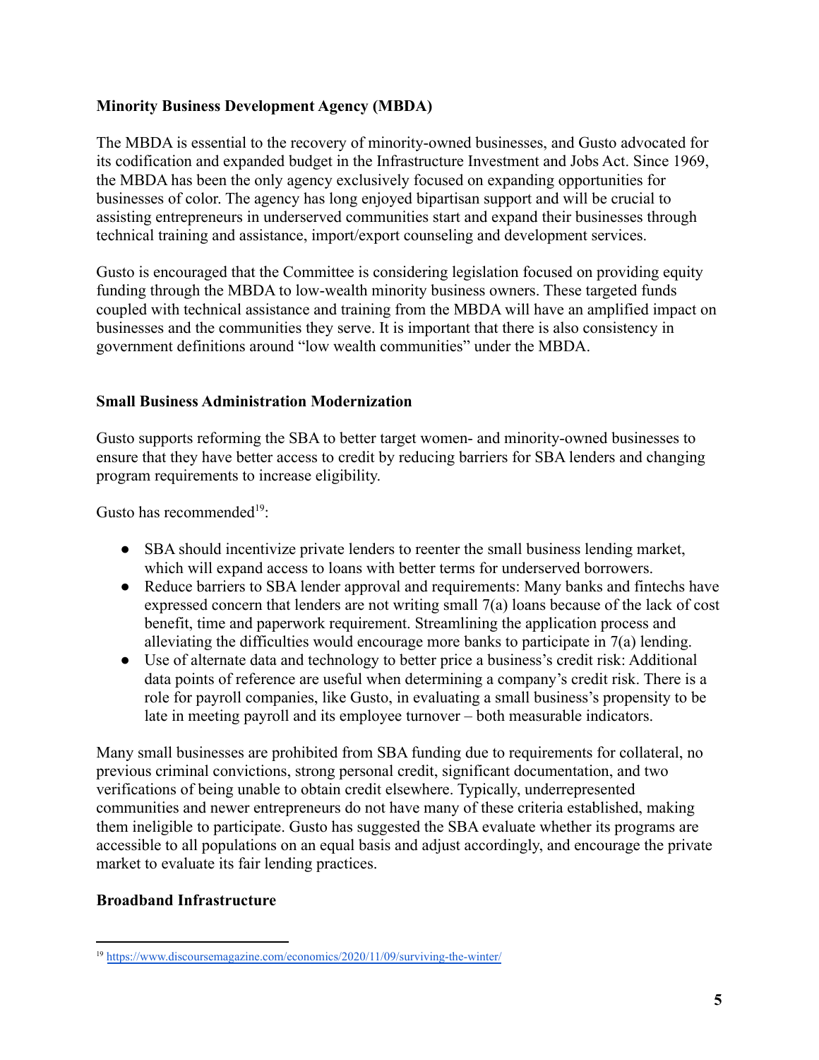## Minority Business Development Agency (MBDA)

The MBDA is essential to the recovery of minority-owned businesses, and Gusto advocated for its codification and expanded budget in the Infrastructure Investment and Jobs Act. Since 1969, the MBDA has been the only agency exclusively focused on expanding opportunities for businesses of color. The agency has long enjoyed bipartisan support and will be crucial to assisting entrepreneurs in underserved communities start and expand their businesses through technical training and assistance, import/export counseling and development services.

Gusto is encouraged that the Committee is considering legislation focused on providing equity funding through the MBDA to low-wealth minority business owners. These targeted funds coupled with technical assistance and training from the MBDA will have an amplified impact on businesses and the communities they serve. It is important that there is also consistency in government definitions around "low wealth communities" under the MBDA.

## Small Business Administration Modernization

Gusto supports reforming the SBA to better target women- and minority-owned businesses to ensure that they have better access to credit by reducing barriers for SBA lenders and changing program requirements to increase eligibility.

Gusto has recommended[19]:

- SBA should incentivize private lenders to reenter the small business lending market, which will expand access to loans with better terms for underserved borrowers.
- Reduce barriers to SBA lender approval and requirements: Many banks and fintechs have expressed concern that lenders are not writing small 7(a) loans because of the lack of cost benefit, time and paperwork requirement. Streamlining the application process and alleviating the difficulties would encourage more banks to participate in 7(a) lending.
- Use of alternate data and technology to better price a business's credit risk: Additional data points of reference are useful when determining a company's credit risk. There is a role for payroll companies, like Gusto, in evaluating a small business's propensity to be late in meeting payroll and its employee turnover – both measurable indicators.

Many small businesses are prohibited from SBA funding due to requirements for collateral, no previous criminal convictions, strong personal credit, significant documentation, and two verifications of being unable to obtain credit elsewhere. Typically, underrepresented communities and newer entrepreneurs do not have many of these criteria established, making them ineligible to participate. Gusto has suggested the SBA evaluate whether its programs are accessible to all populations on an equal basis and adjust accordingly, and encourage the private market to evaluate its fair lending practices.

## Broadband Infrastructure

[19] https://www.discoursemagazine.com/economics/2020/11/09/surviving-the-winter/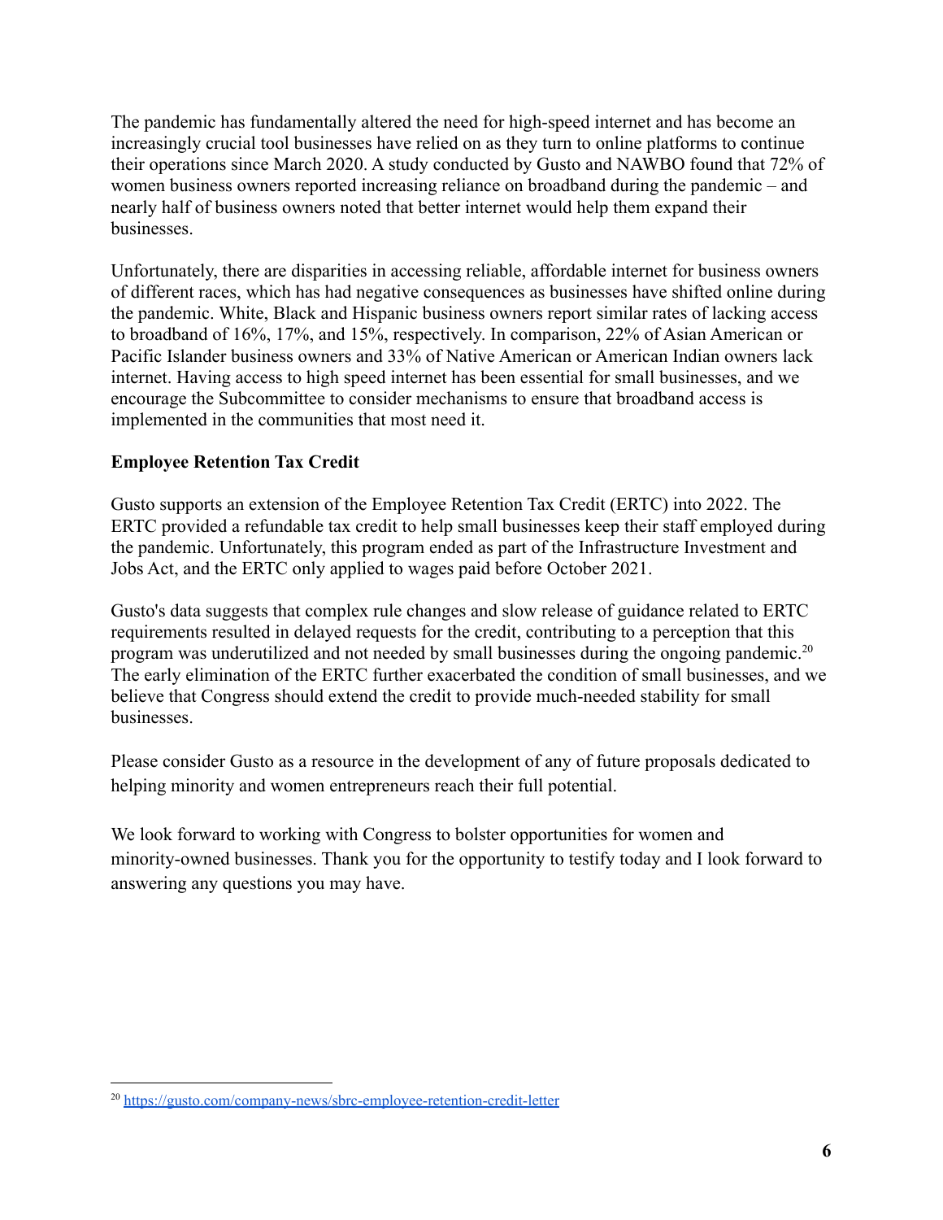The pandemic has fundamentally altered the need for high-speed internet and has become an increasingly crucial tool businesses have relied on as they turn to online platforms to continue their operations since March 2020. A study conducted by Gusto and NAWBO found that 72% of women business owners reported increasing reliance on broadband during the pandemic – and nearly half of business owners noted that better internet would help them expand their businesses.

Unfortunately, there are disparities in accessing reliable, affordable internet for business owners of different races, which has had negative consequences as businesses have shifted online during the pandemic. White, Black and Hispanic business owners report similar rates of lacking access to broadband of 16%, 17%, and 15%, respectively. In comparison, 22% of Asian American or Pacific Islander business owners and 33% of Native American or American Indian owners lack internet. Having access to high speed internet has been essential for small businesses, and we encourage the Subcommittee to consider mechanisms to ensure that broadband access is implemented in the communities that most need it.

**Employee Retention Tax Credit**

Gusto supports an extension of the Employee Retention Tax Credit (ERTC) into 2022. The ERTC provided a refundable tax credit to help small businesses keep their staff employed during the pandemic. Unfortunately, this program ended as part of the Infrastructure Investment and Jobs Act, and the ERTC only applied to wages paid before October 2021.

Gusto's data suggests that complex rule changes and slow release of guidance related to ERTC requirements resulted in delayed requests for the credit, contributing to a perception that this program was underutilized and not needed by small businesses during the ongoing pandemic.[20] The early elimination of the ERTC further exacerbated the condition of small businesses, and we believe that Congress should extend the credit to provide much-needed stability for small businesses.

Please consider Gusto as a resource in the development of any of future proposals dedicated to helping minority and women entrepreneurs reach their full potential.

We look forward to working with Congress to bolster opportunities for women and minority-owned businesses. Thank you for the opportunity to testify today and I look forward to answering any questions you may have.

[20] https://gusto.com/company-news/sbrc-employee-retention-credit-letter